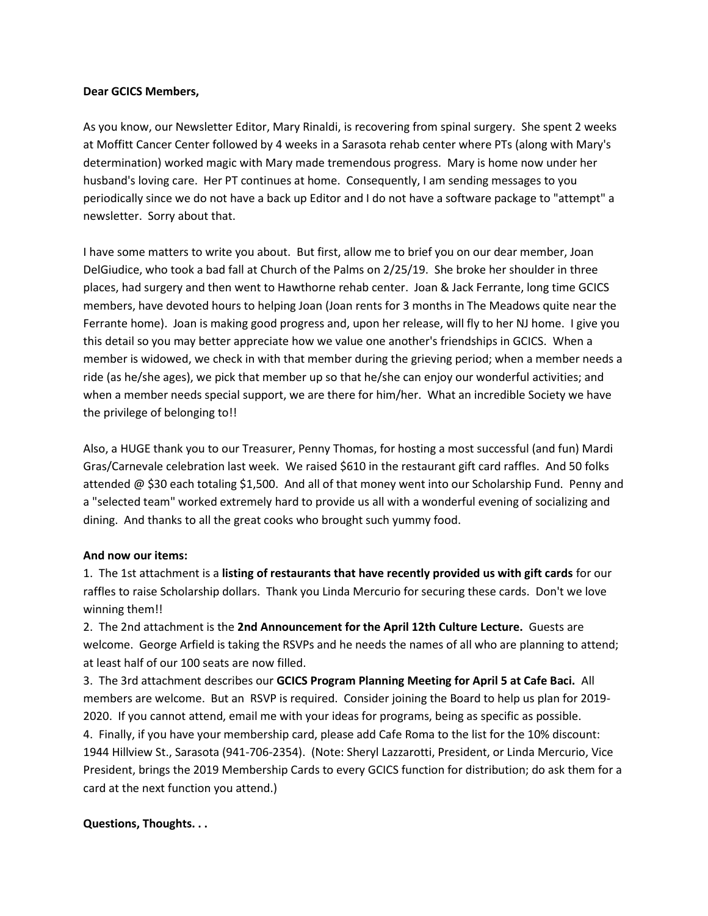**Dear GCICS Members,**

As you know, our Newsletter Editor, Mary Rinaldi, is recovering from spinal surgery. She spent 2 weeks at Moffitt Cancer Center followed by 4 weeks in a Sarasota rehab center where PTs (along with Mary's determination) worked magic with Mary made tremendous progress. Mary is home now under her husband's loving care. Her PT continues at home. Consequently, I am sending messages to you periodically since we do not have a back up Editor and I do not have a software package to "attempt" a newsletter. Sorry about that.

I have some matters to write you about. But first, allow me to brief you on our dear member, Joan DelGiudice, who took a bad fall at Church of the Palms on 2/25/19. She broke her shoulder in three places, had surgery and then went to Hawthorne rehab center. Joan & Jack Ferrante, long time GCICS members, have devoted hours to helping Joan (Joan rents for 3 months in The Meadows quite near the Ferrante home). Joan is making good progress and, upon her release, will fly to her NJ home. I give you this detail so you may better appreciate how we value one another's friendships in GCICS. When a member is widowed, we check in with that member during the grieving period; when a member needs a ride (as he/she ages), we pick that member up so that he/she can enjoy our wonderful activities; and when a member needs special support, we are there for him/her. What an incredible Society we have the privilege of belonging to!!

Also, a HUGE thank you to our Treasurer, Penny Thomas, for hosting a most successful (and fun) Mardi Gras/Carnevale celebration last week. We raised $610 in the restaurant gift card raffles. And 50 folks attended @ $30 each totaling $1,500. And all of that money went into our Scholarship Fund. Penny and a "selected team" worked extremely hard to provide us all with a wonderful evening of socializing and dining. And thanks to all the great cooks who brought such yummy food.

**And now our items:**

1. The 1st attachment is a **listing of restaurants that have recently provided us with gift cards** for our raffles to raise Scholarship dollars. Thank you Linda Mercurio for securing these cards. Don't we love winning them!!
2. The 2nd attachment is the **2nd Announcement for the April 12th Culture Lecture.** Guests are welcome. George Arfield is taking the RSVPs and he needs the names of all who are planning to attend; at least half of our 100 seats are now filled.
3. The 3rd attachment describes our **GCICS Program Planning Meeting for April 5 at Cafe Baci.** All members are welcome. But an RSVP is required. Consider joining the Board to help us plan for 2019-2020. If you cannot attend, email me with your ideas for programs, being as specific as possible.
4. Finally, if you have your membership card, please add Cafe Roma to the list for the 10% discount: 1944 Hillview St., Sarasota (941-706-2354). (Note: Sheryl Lazzarotti, President, or Linda Mercurio, Vice President, brings the 2019 Membership Cards to every GCICS function for distribution; do ask them for a card at the next function you attend.)

**Questions, Thoughts. . .**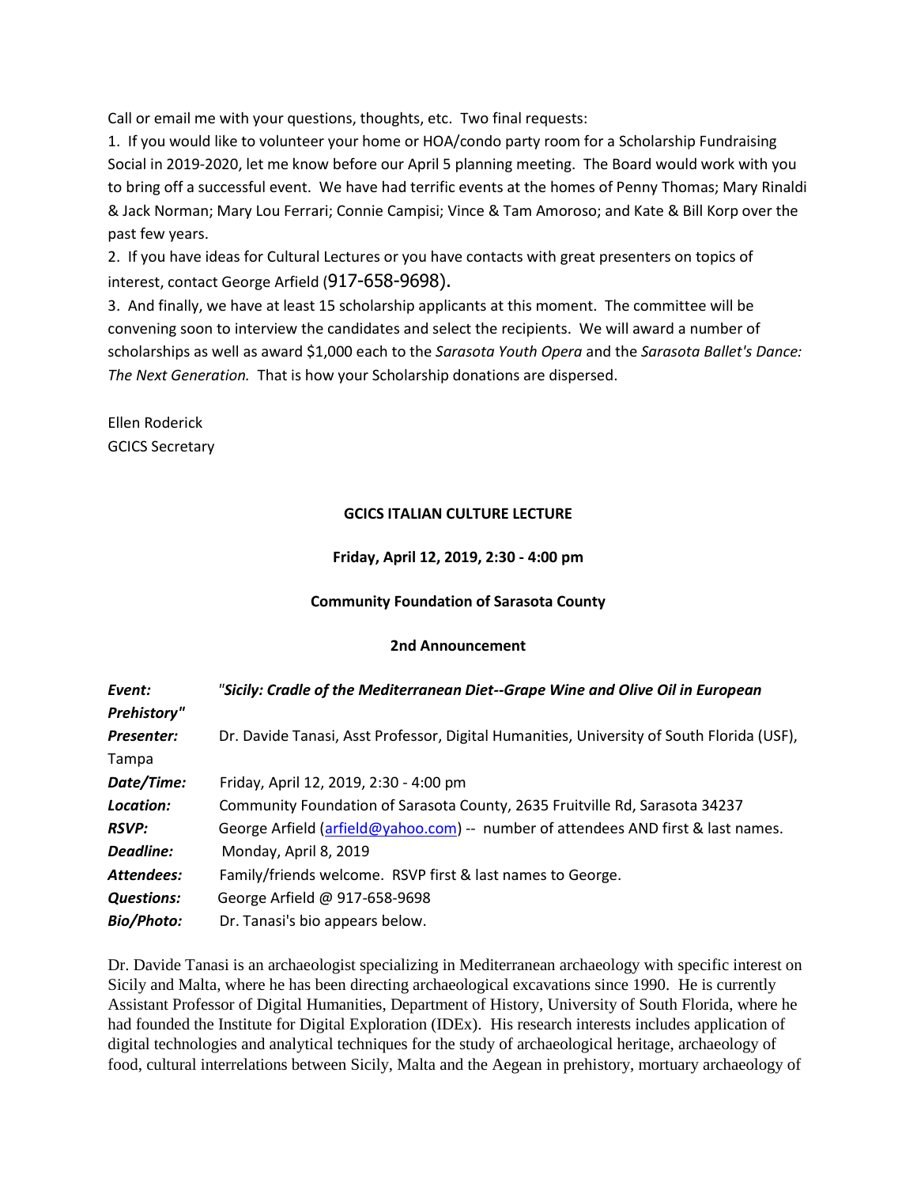Call or email me with your questions, thoughts, etc. Two final requests:

1. If you would like to volunteer your home or HOA/condo party room for a Scholarship Fundraising Social in 2019-2020, let me know before our April 5 planning meeting. The Board would work with you to bring off a successful event. We have had terrific events at the homes of Penny Thomas; Mary Rinaldi & Jack Norman; Mary Lou Ferrari; Connie Campisi; Vince & Tam Amoroso; and Kate & Bill Korp over the past few years.
2. If you have ideas for Cultural Lectures or you have contacts with great presenters on topics of interest, contact George Arfield (917-658-9698).
3. And finally, we have at least 15 scholarship applicants at this moment. The committee will be convening soon to interview the candidates and select the recipients. We will award a number of scholarships as well as award $1,000 each to the *Sarasota Youth Opera* and the *Sarasota Ballet's Dance: The Next Generation.* That is how your Scholarship donations are dispersed.

Ellen Roderick
GCICS Secretary

**GCICS ITALIAN CULTURE LECTURE**

**Friday, April 12, 2019, 2:30 - 4:00 pm**

**Community Foundation of Sarasota County**

**2nd Announcement**

| | |
|---|---|
| ***Event:*** | ***"Sicily: Cradle of the Mediterranean Diet--Grape Wine and Olive Oil in European Prehistory"*** |
| ***Presenter:*** | Dr. Davide Tanasi, Asst Professor, Digital Humanities, University of South Florida (USF), Tampa |
| ***Date/Time:*** | Friday, April 12, 2019, 2:30 - 4:00 pm |
| ***Location:*** | Community Foundation of Sarasota County, 2635 Fruitville Rd, Sarasota 34237 |
| ***RSVP:*** | George Arfield (arfield@yahoo.com) -- number of attendees AND first & last names. |
| ***Deadline:*** | Monday, April 8, 2019 |
| ***Attendees:*** | Family/friends welcome. RSVP first & last names to George. |
| ***Questions:*** | George Arfield @ 917-658-9698 |
| ***Bio/Photo:*** | Dr. Tanasi's bio appears below. |

Dr. Davide Tanasi is an archaeologist specializing in Mediterranean archaeology with specific interest on Sicily and Malta, where he has been directing archaeological excavations since 1990. He is currently Assistant Professor of Digital Humanities, Department of History, University of South Florida, where he had founded the Institute for Digital Exploration (IDEx). His research interests includes application of digital technologies and analytical techniques for the study of archaeological heritage, archaeology of food, cultural interrelations between Sicily, Malta and the Aegean in prehistory, mortuary archaeology of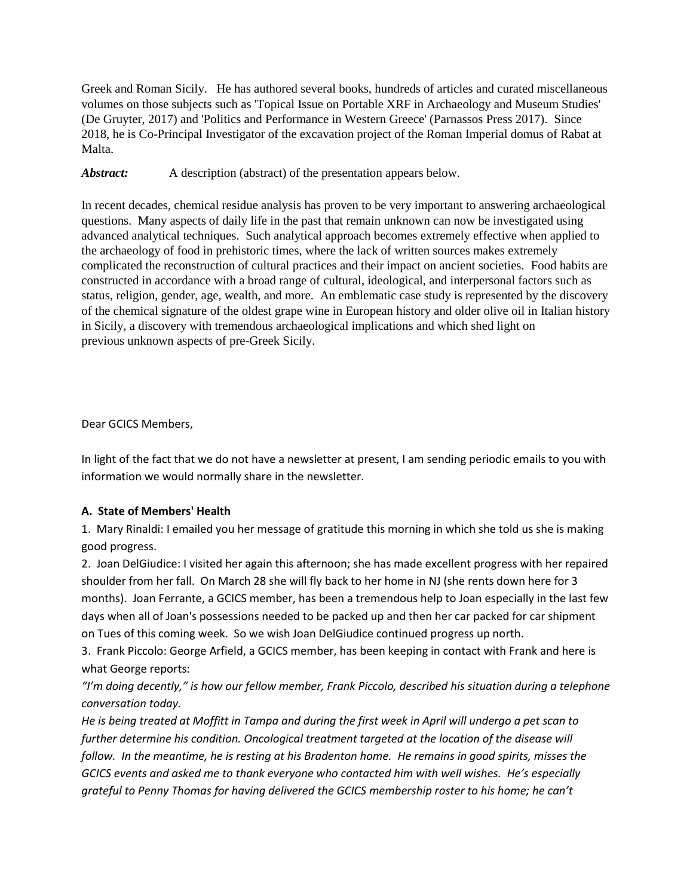Greek and Roman Sicily. He has authored several books, hundreds of articles and curated miscellaneous volumes on those subjects such as 'Topical Issue on Portable XRF in Archaeology and Museum Studies' (De Gruyter, 2017) and 'Politics and Performance in Western Greece' (Parnassos Press 2017). Since 2018, he is Co-Principal Investigator of the excavation project of the Roman Imperial domus of Rabat at Malta.

***Abstract:*** A description (abstract) of the presentation appears below.

In recent decades, chemical residue analysis has proven to be very important to answering archaeological questions. Many aspects of daily life in the past that remain unknown can now be investigated using advanced analytical techniques. Such analytical approach becomes extremely effective when applied to the archaeology of food in prehistoric times, where the lack of written sources makes extremely complicated the reconstruction of cultural practices and their impact on ancient societies. Food habits are constructed in accordance with a broad range of cultural, ideological, and interpersonal factors such as status, religion, gender, age, wealth, and more. An emblematic case study is represented by the discovery of the chemical signature of the oldest grape wine in European history and older olive oil in Italian history in Sicily, a discovery with tremendous archaeological implications and which shed light on previous unknown aspects of pre-Greek Sicily.

Dear GCICS Members,

In light of the fact that we do not have a newsletter at present, I am sending periodic emails to you with information we would normally share in the newsletter.

**A. State of Members' Health**

1. Mary Rinaldi: I emailed you her message of gratitude this morning in which she told us she is making good progress.
2. Joan DelGiudice: I visited her again this afternoon; she has made excellent progress with her repaired shoulder from her fall. On March 28 she will fly back to her home in NJ (she rents down here for 3 months). Joan Ferrante, a GCICS member, has been a tremendous help to Joan especially in the last few days when all of Joan's possessions needed to be packed up and then her car packed for car shipment on Tues of this coming week. So we wish Joan DelGiudice continued progress up north.
3. Frank Piccolo: George Arfield, a GCICS member, has been keeping in contact with Frank and here is what George reports:

*"I'm doing decently," is how our fellow member, Frank Piccolo, described his situation during a telephone conversation today.*

*He is being treated at Moffitt in Tampa and during the first week in April will undergo a pet scan to further determine his condition. Oncological treatment targeted at the location of the disease will follow. In the meantime, he is resting at his Bradenton home. He remains in good spirits, misses the GCICS events and asked me to thank everyone who contacted him with well wishes. He's especially grateful to Penny Thomas for having delivered the GCICS membership roster to his home; he can't*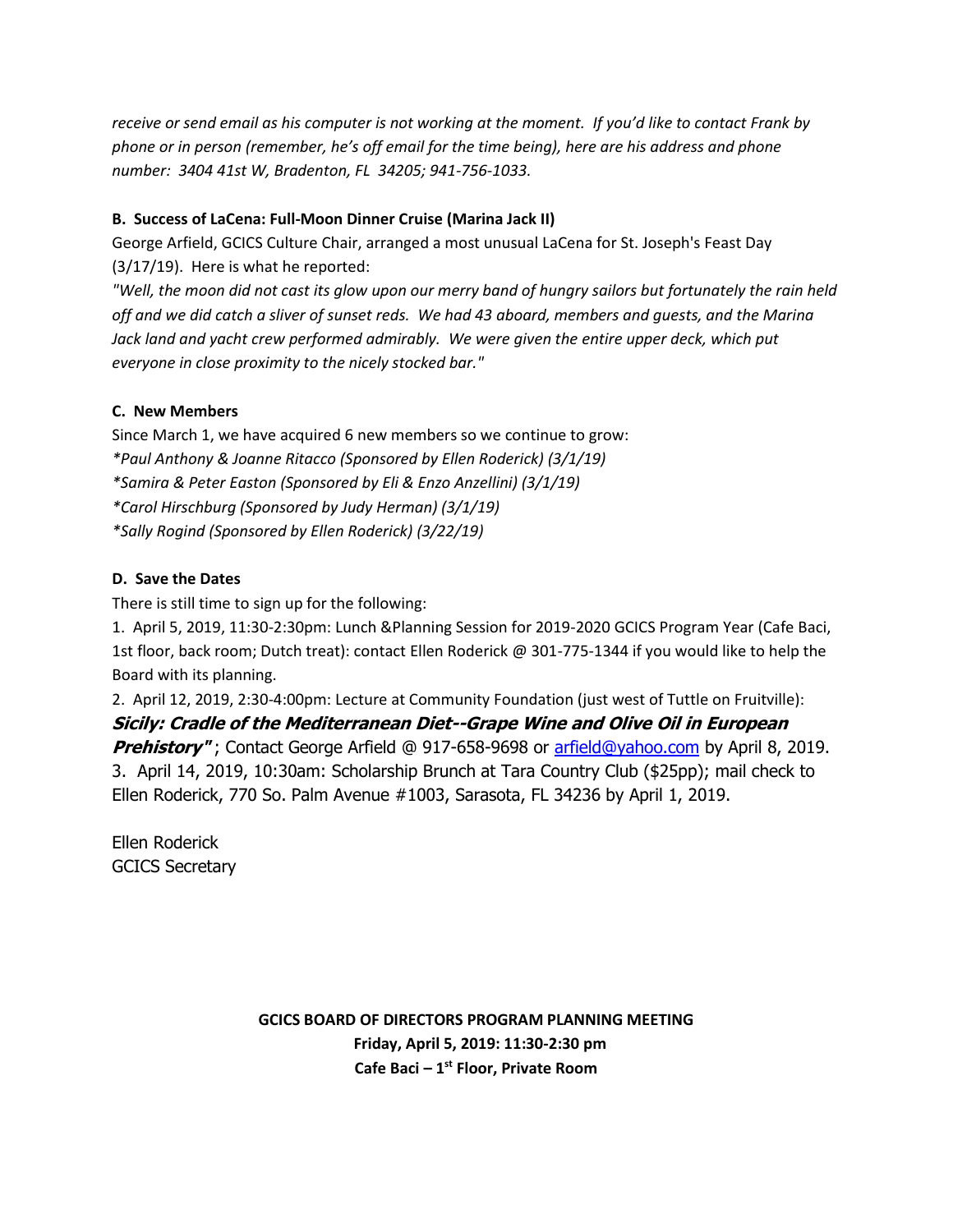*receive or send email as his computer is not working at the moment. If you'd like to contact Frank by phone or in person (remember, he's off email for the time being), here are his address and phone number: 3404 41st W, Bradenton, FL 34205; 941-756-1033.*

**B. Success of LaCena: Full-Moon Dinner Cruise (Marina Jack II)**

George Arfield, GCICS Culture Chair, arranged a most unusual LaCena for St. Joseph's Feast Day (3/17/19). Here is what he reported:

*"Well, the moon did not cast its glow upon our merry band of hungry sailors but fortunately the rain held off and we did catch a sliver of sunset reds. We had 43 aboard, members and guests, and the Marina Jack land and yacht crew performed admirably. We were given the entire upper deck, which put everyone in close proximity to the nicely stocked bar."*

**C. New Members**

Since March 1, we have acquired 6 new members so we continue to grow:

*\*Paul Anthony & Joanne Ritacco (Sponsored by Ellen Roderick) (3/1/19)*
*\*Samira & Peter Easton (Sponsored by Eli & Enzo Anzellini) (3/1/19)*
*\*Carol Hirschburg (Sponsored by Judy Herman) (3/1/19)*
*\*Sally Rogind (Sponsored by Ellen Roderick) (3/22/19)*

**D. Save the Dates**

There is still time to sign up for the following:

1. April 5, 2019, 11:30-2:30pm: Lunch &Planning Session for 2019-2020 GCICS Program Year (Cafe Baci, 1st floor, back room; Dutch treat): contact Ellen Roderick @ 301-775-1344 if you would like to help the Board with its planning.
2. April 12, 2019, 2:30-4:00pm: Lecture at Community Foundation (just west of Tuttle on Fruitville): ***Sicily: Cradle of the Mediterranean Diet--Grape Wine and Olive Oil in European Prehistory"***; Contact George Arfield @ 917-658-9698 or arfield@yahoo.com by April 8, 2019.
3. April 14, 2019, 10:30am: Scholarship Brunch at Tara Country Club ($25pp); mail check to Ellen Roderick, 770 So. Palm Avenue #1003, Sarasota, FL 34236 by April 1, 2019.

Ellen Roderick
GCICS Secretary

**GCICS BOARD OF DIRECTORS PROGRAM PLANNING MEETING**
**Friday, April 5, 2019: 11:30-2:30 pm**
**Cafe Baci – 1st Floor, Private Room**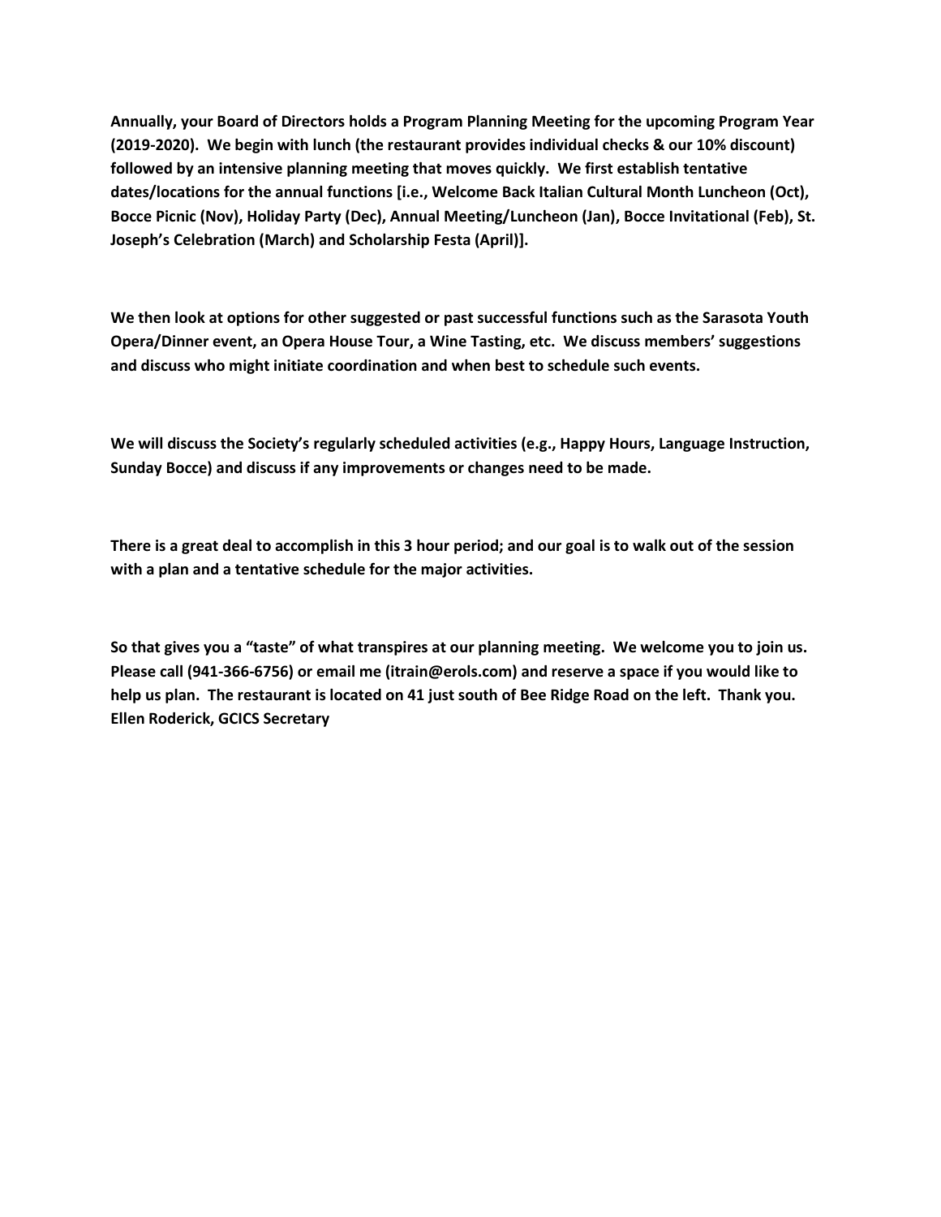**Annually, your Board of Directors holds a Program Planning Meeting for the upcoming Program Year (2019-2020). We begin with lunch (the restaurant provides individual checks & our 10% discount) followed by an intensive planning meeting that moves quickly. We first establish tentative dates/locations for the annual functions [i.e., Welcome Back Italian Cultural Month Luncheon (Oct), Bocce Picnic (Nov), Holiday Party (Dec), Annual Meeting/Luncheon (Jan), Bocce Invitational (Feb), St. Joseph's Celebration (March) and Scholarship Festa (April)].**

**We then look at options for other suggested or past successful functions such as the Sarasota Youth Opera/Dinner event, an Opera House Tour, a Wine Tasting, etc. We discuss members' suggestions and discuss who might initiate coordination and when best to schedule such events.**

**We will discuss the Society's regularly scheduled activities (e.g., Happy Hours, Language Instruction, Sunday Bocce) and discuss if any improvements or changes need to be made.**

**There is a great deal to accomplish in this 3 hour period; and our goal is to walk out of the session with a plan and a tentative schedule for the major activities.**

**So that gives you a "taste" of what transpires at our planning meeting. We welcome you to join us. Please call (941-366-6756) or email me (itrain@erols.com) and reserve a space if you would like to help us plan. The restaurant is located on 41 just south of Bee Ridge Road on the left. Thank you.**
**Ellen Roderick, GCICS Secretary**